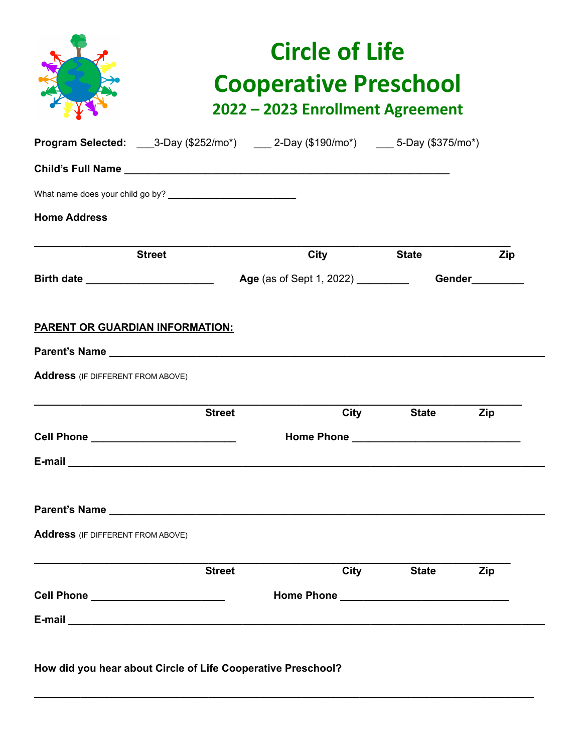# Circle of Life Cooperative Preschool

## 2022 – 2023 Enrollment Agreement

**Program Selected:** ___3-Day ($252/mo*) ___ 2-Day ($190/mo*) ___ 5-Day ($375/mo*)

**Child's Full Name** ___________________________________________________________

What name does your child go by? ________________________

**Home Address**

_____________________________________________________________________________________

**Street** **City** **State** **Zip**

**Birth date** ______________________ **Age** (as of Sept 1, 2022) _________ **Gender**_________

**PARENT OR GUARDIAN INFORMATION:**

**Parent's Name** ___________________________________________________________________________

**Address** (IF DIFFERENT FROM ABOVE)

_____________________________________________________________________________________

**Street** **City** **State** **Zip**

**Cell Phone** _________________________ **Home Phone** _____________________________

**E-mail** _________________________________________________________________________________

**Parent's Name** ___________________________________________________________________________

**Address** (IF DIFFERENT FROM ABOVE)

_____________________________________________________________________________________

**Street** **City** **State** **Zip**

**Cell Phone** _______________________ **Home Phone** _____________________________

**E-mail** _________________________________________________________________________________

**How did you hear about Circle of Life Cooperative Preschool?**

_____________________________________________________________________________________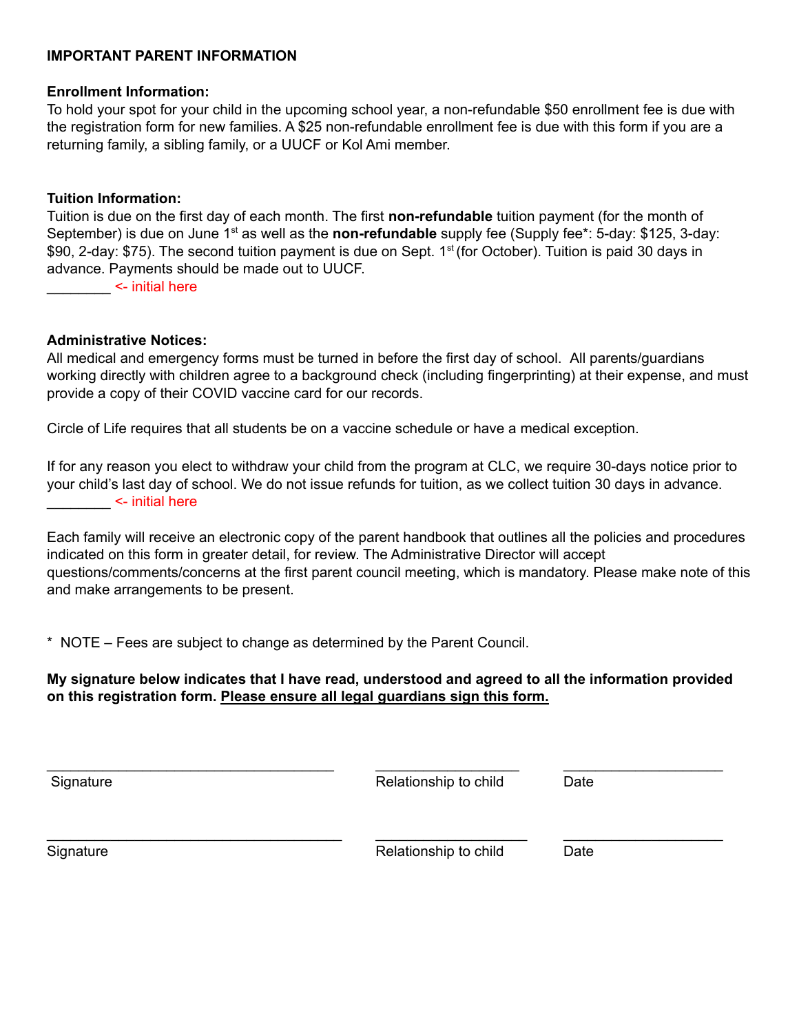**IMPORTANT PARENT INFORMATION**

**Enrollment Information:**
To hold your spot for your child in the upcoming school year, a non-refundable $50 enrollment fee is due with the registration form for new families. A $25 non-refundable enrollment fee is due with this form if you are a returning family, a sibling family, or a UUCF or Kol Ami member.

**Tuition Information:**
Tuition is due on the first day of each month. The first **non-refundable** tuition payment (for the month of September) is due on June 1st as well as the **non-refundable** supply fee (Supply fee*: 5-day: $125, 3-day: $90, 2-day: $75). The second tuition payment is due on Sept. 1st (for October). Tuition is paid 30 days in advance. Payments should be made out to UUCF.

________ <- initial here

**Administrative Notices:**
All medical and emergency forms must be turned in before the first day of school. All parents/guardians working directly with children agree to a background check (including fingerprinting) at their expense, and must provide a copy of their COVID vaccine card for our records.

Circle of Life requires that all students be on a vaccine schedule or have a medical exception.

If for any reason you elect to withdraw your child from the program at CLC, we require 30-days notice prior to your child's last day of school. We do not issue refunds for tuition, as we collect tuition 30 days in advance.

________ <- initial here

Each family will receive an electronic copy of the parent handbook that outlines all the policies and procedures indicated on this form in greater detail, for review. The Administrative Director will accept questions/comments/concerns at the first parent council meeting, which is mandatory. Please make note of this and make arrangements to be present.

* NOTE – Fees are subject to change as determined by the Parent Council.

**My signature below indicates that I have read, understood and agreed to all the information provided on this registration form. <u>Please ensure all legal guardians sign this form.</u>**

| | | |
|---|---|---|
| ______________________________ | ________________ | ________________ |
| Signature | Relationship to child | Date |
| ______________________________ | ________________ | ________________ |
| Signature | Relationship to child | Date |